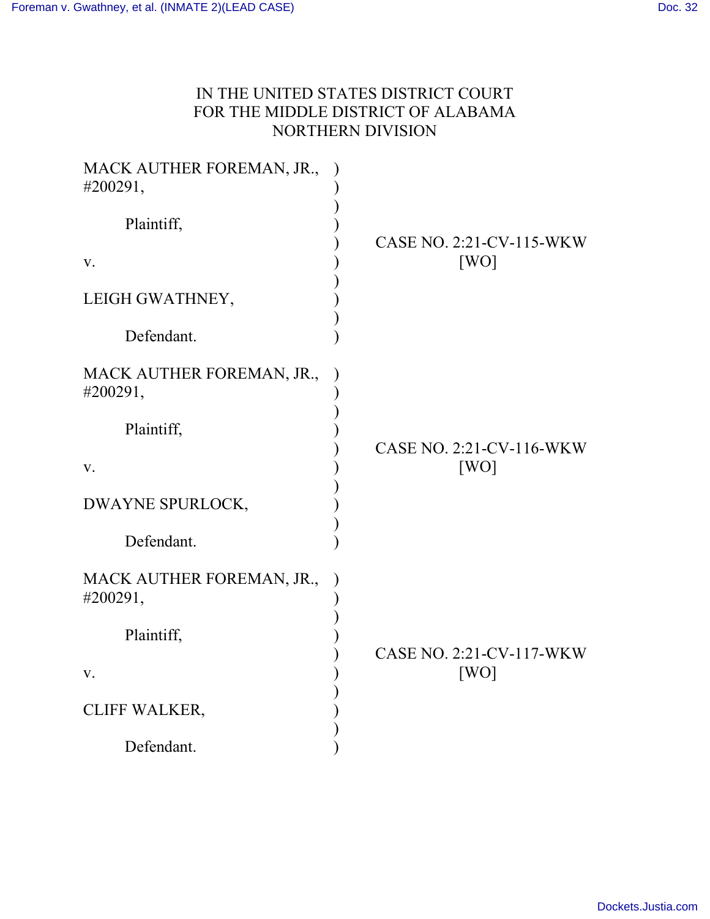IN THE UNITED STATES DISTRICT COURT
FOR THE MIDDLE DISTRICT OF ALABAMA
NORTHERN DIVISION

| | | |
|---|---|---|
| MACK AUTHER FOREMAN, JR., #200291,<br><br>Plaintiff,<br><br>v.<br><br>LEIGH GWATHNEY,<br><br>Defendant. | ) | CASE NO. 2:21-CV-115-WKW<br>[WO] |
| MACK AUTHER FOREMAN, JR., #200291,<br><br>Plaintiff,<br><br>v.<br><br>DWAYNE SPURLOCK,<br><br>Defendant. | ) | CASE NO. 2:21-CV-116-WKW<br>[WO] |
| MACK AUTHER FOREMAN, JR., #200291,<br><br>Plaintiff,<br><br>v.<br><br>CLIFF WALKER,<br><br>Defendant. | ) | CASE NO. 2:21-CV-117-WKW<br>[WO] |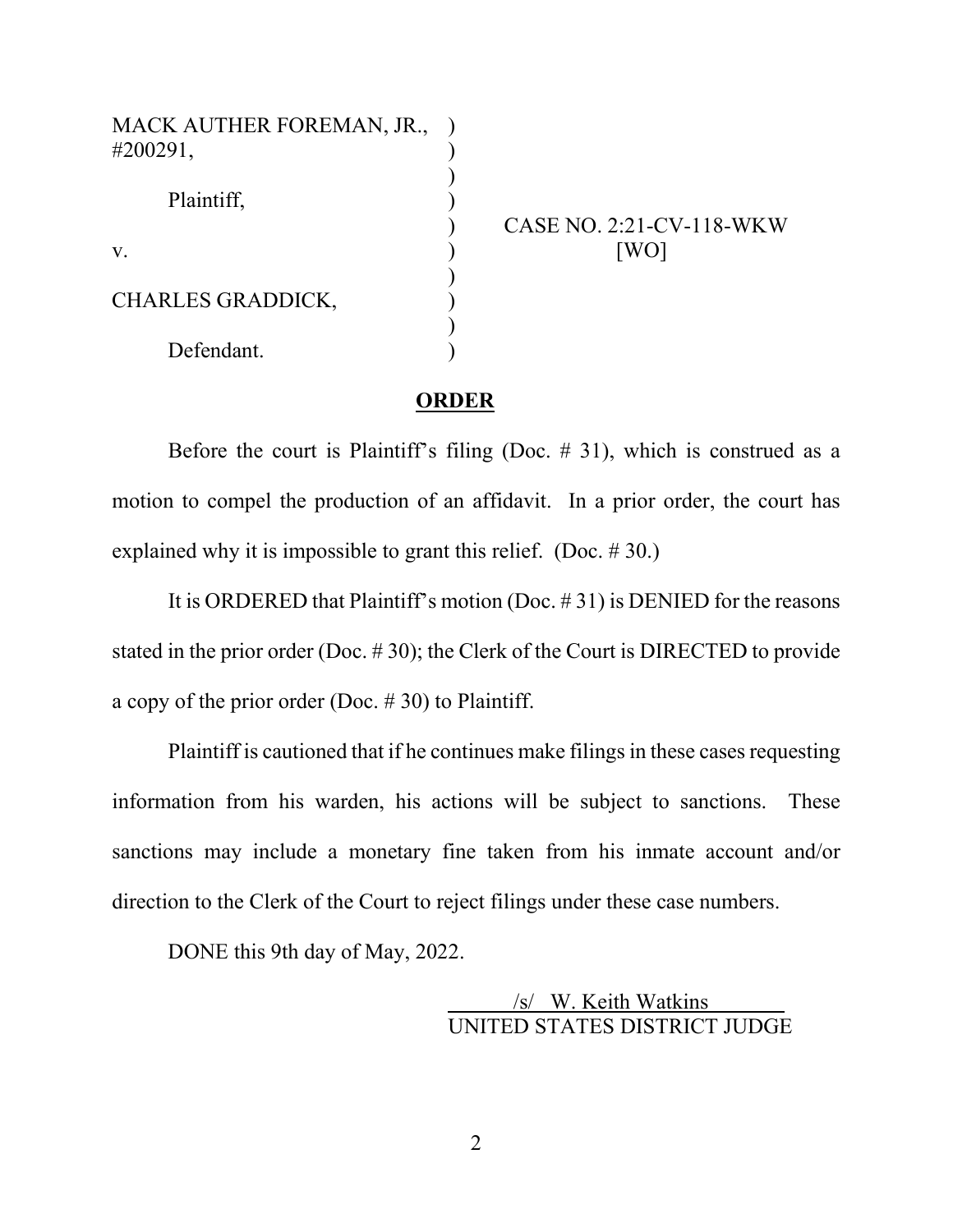| | | |
|---|---|---|
| MACK AUTHER FOREMAN, JR., #200291, | ) | |
| | ) | |
| Plaintiff, | ) | |
| | ) | CASE NO. 2:21-CV-118-WKW |
| v. | ) | [WO] |
| | ) | |
| CHARLES GRADDICK, | ) | |
| | ) | |
| Defendant. | ) | |

## ORDER

Before the court is Plaintiff's filing (Doc. # 31), which is construed as a motion to compel the production of an affidavit. In a prior order, the court has explained why it is impossible to grant this relief. (Doc. # 30.)

It is ORDERED that Plaintiff's motion (Doc. # 31) is DENIED for the reasons stated in the prior order (Doc. # 30); the Clerk of the Court is DIRECTED to provide a copy of the prior order (Doc. # 30) to Plaintiff.

Plaintiff is cautioned that if he continues make filings in these cases requesting information from his warden, his actions will be subject to sanctions. These sanctions may include a monetary fine taken from his inmate account and/or direction to the Clerk of the Court to reject filings under these case numbers.

DONE this 9th day of May, 2022.

/s/ W. Keith Watkins
UNITED STATES DISTRICT JUDGE